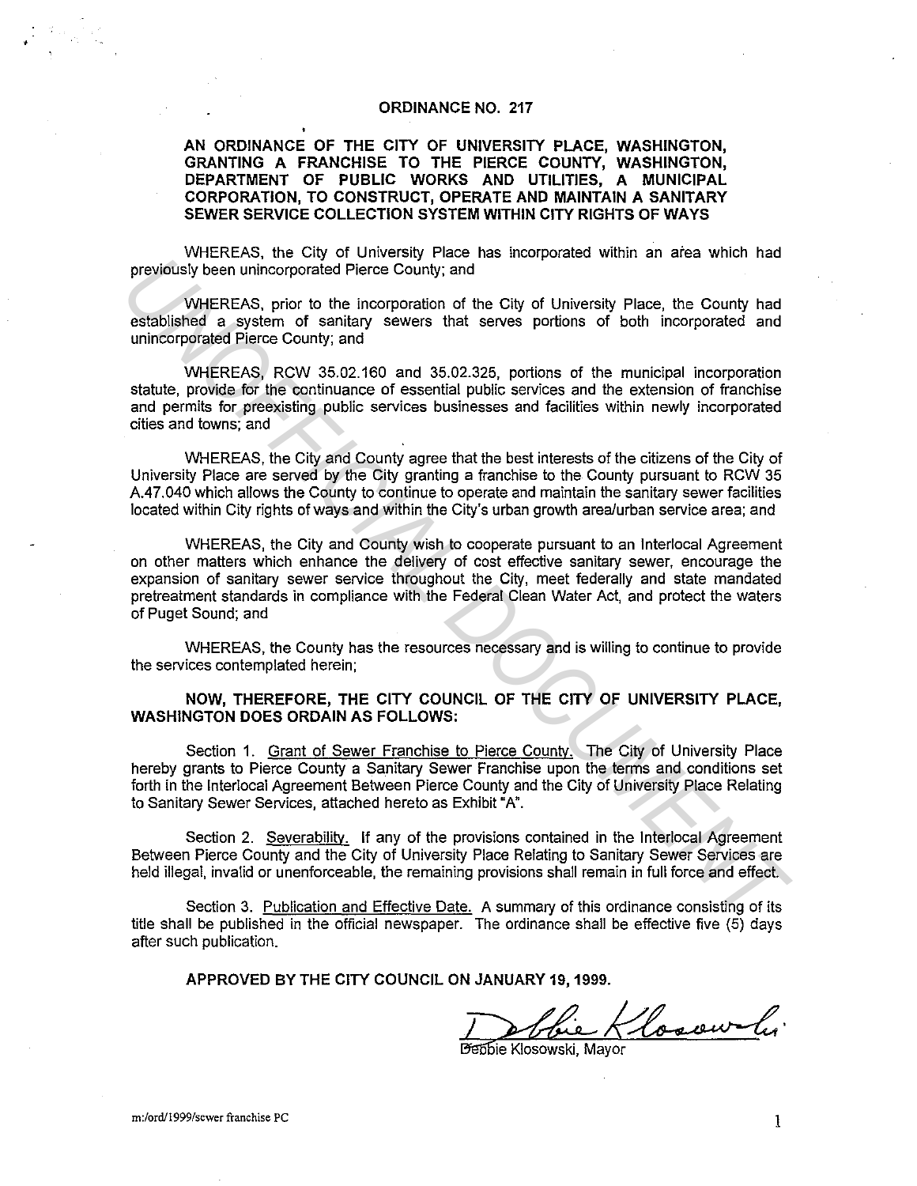# ORDINANCE NO. 217

## AN ORDINANCE OF THE CITY OF UNIVERSITY PLACE, WASHINGTON, GRANTING A FRANCHISE TO THE PIERCE COUNTY, WASHINGTON, DEPARTMENT OF PUBLIC WORKS AND UTILITIES, A MUNICIPAL CORPORATION, TO CONSTRUCT, OPERATE AND MAINTAIN A SANITARY SEWER SERVICE COLLECTION SYSTEM WITHIN CITY RIGHTS OF WAYS

WHEREAS, the City of University Place has incorporated within an area which had previously been unincorporated Pierce County; and

WHEREAS, prior to the incorporation of the City of University Place, the County had established a system of sanitary sewers that serves portions of both incorporated and unincorporated Pierce County; and

WHEREAS, RCW 35.02.160 and 35.02.325, portions of the municipal incorporation statute, provide for the continuance of essential public services and the extension of franchise and permits for preexisting public services businesses and facilities within newly incorporated cities and towns; and

WHEREAS, the City and County agree that the best interests of the citizens of the City of University Place are served by the City granting a franchise to the County pursuant to RCW 35 A.47.040 which allows the County to continue to operate and maintain the sanitary sewer facilities located within City rights of ways and within the City's urban growth area/urban service area; and

WHEREAS, the City and County wish to cooperate pursuant to an Interlocal Agreement on other matters which enhance the delivery of cost effective sanitary sewer, encourage the expansion of sanitary sewer service throughout the City, meet federally and state mandated pretreatment standards in compliance with the Federal Clean Water Act, and protect the waters of Puget Sound; and

WHEREAS, the County has the resources necessary and is willing to continue to provide the services contemplated herein;

**NOW, THEREFORE, THE CITY COUNCIL OF THE CITY OF UNIVERSITY PLACE, WASHINGTON DOES ORDAIN AS FOLLOWS:**

Section 1. Grant of Sewer Franchise to Pierce County. The City of University Place hereby grants to Pierce County a Sanitary Sewer Franchise upon the terms and conditions set forth in the Interlocal Agreement Between Pierce County and the City of University Place Relating to Sanitary Sewer Services, attached hereto as Exhibit "A".

Section 2. Severability. If any of the provisions contained in the Interlocal Agreement Between Pierce County and the City of University Place Relating to Sanitary Sewer Services are held illegal, invalid or unenforceable, the remaining provisions shall remain in full force and effect.

Section 3. Publication and Effective Date. A summary of this ordinance consisting of its title shall be published in the official newspaper. The ordinance shall be effective five (5) days after such publication.

**APPROVED BY THE CITY COUNCIL ON JANUARY 19, 1999.**

Debbie Klosowski, Mayor

m:/ord/1999/sewer franchise PC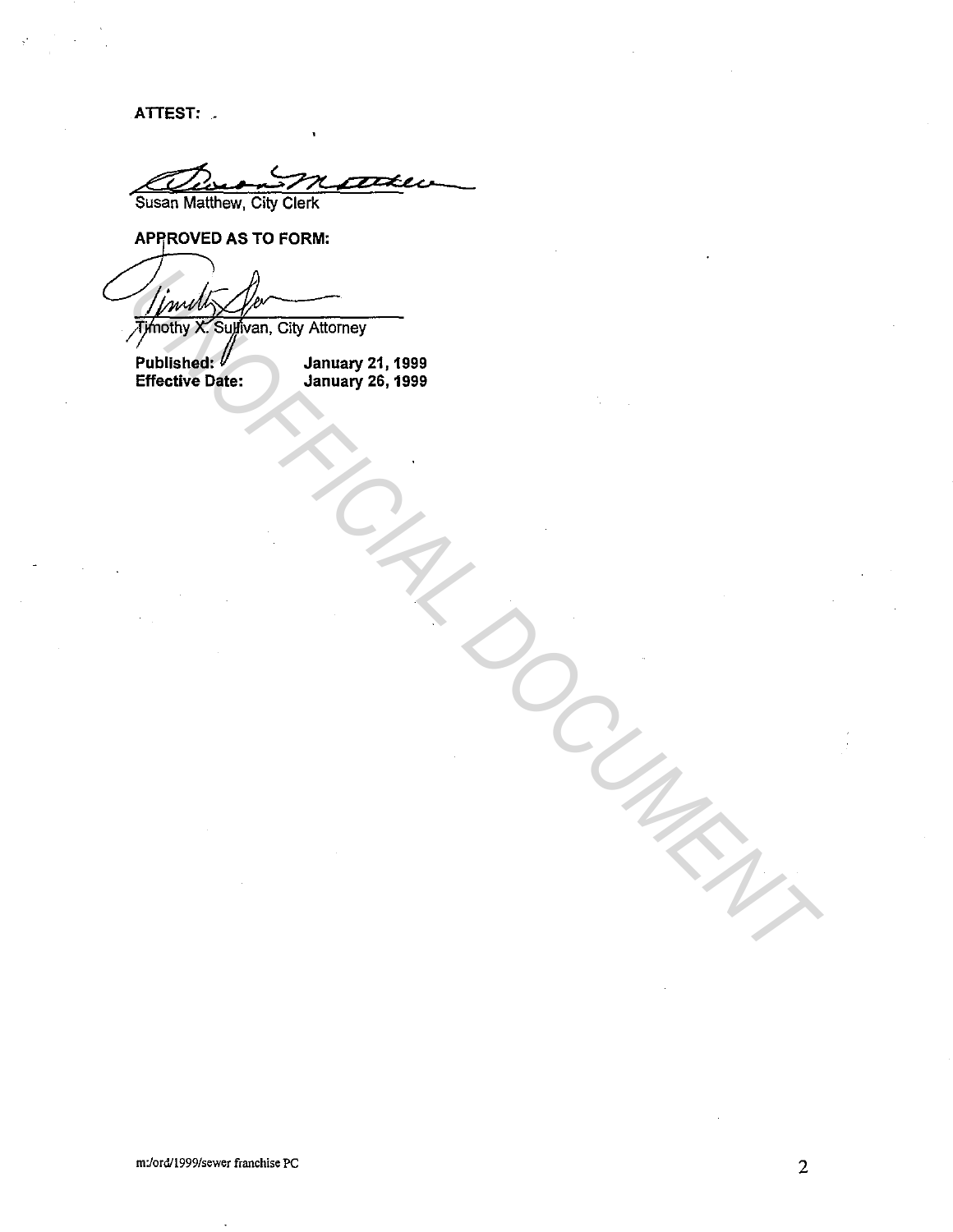**ATTEST:**

Susan Matthew, City Clerk

**APPROVED AS TO FORM:**

Timothy X. Sullivan, City Attorney

| | |
|---|---|
| **Published:** | **January 21, 1999** |
| **Effective Date:** | **January 26, 1999** |

UNOFFICIAL DOCUMENT

m:/ord/1999/sewer franchise PC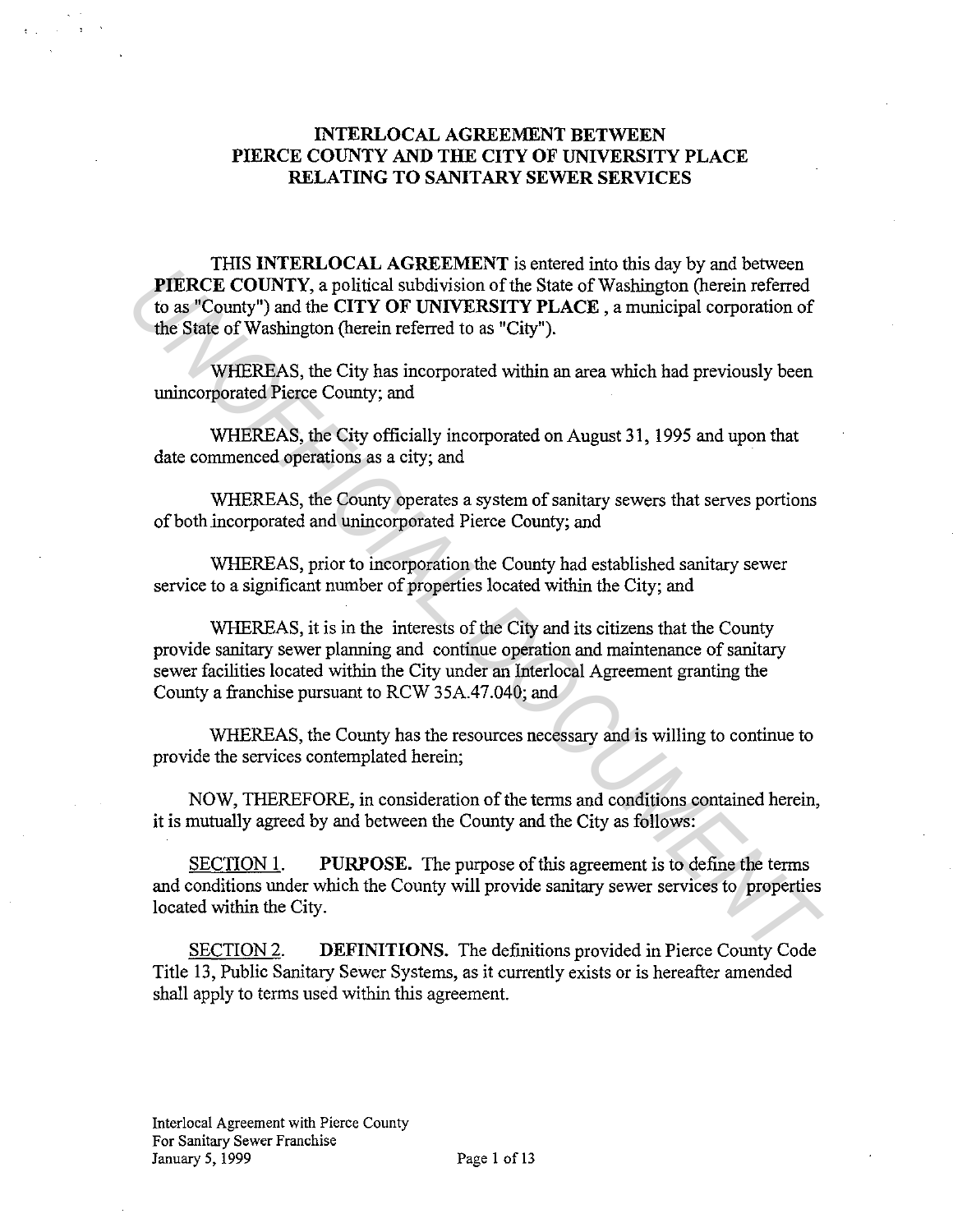# INTERLOCAL AGREEMENT BETWEEN PIERCE COUNTY AND THE CITY OF UNIVERSITY PLACE RELATING TO SANITARY SEWER SERVICES

THIS **INTERLOCAL AGREEMENT** is entered into this day by and between **PIERCE COUNTY**, a political subdivision of the State of Washington (herein referred to as "County") and the **CITY OF UNIVERSITY PLACE** , a municipal corporation of the State of Washington (herein referred to as "City").

WHEREAS, the City has incorporated within an area which had previously been unincorporated Pierce County; and

WHEREAS, the City officially incorporated on August 31, 1995 and upon that date commenced operations as a city; and

WHEREAS, the County operates a system of sanitary sewers that serves portions of both incorporated and unincorporated Pierce County; and

WHEREAS, prior to incorporation the County had established sanitary sewer service to a significant number of properties located within the City; and

WHEREAS, it is in the interests of the City and its citizens that the County provide sanitary sewer planning and continue operation and maintenance of sanitary sewer facilities located within the City under an Interlocal Agreement granting the County a franchise pursuant to RCW 35A.47.040; and

WHEREAS, the County has the resources necessary and is willing to continue to provide the services contemplated herein;

NOW, THEREFORE, in consideration of the terms and conditions contained herein, it is mutually agreed by and between the County and the City as follows:

SECTION 1. **PURPOSE.** The purpose of this agreement is to define the terms and conditions under which the County will provide sanitary sewer services to properties located within the City.

SECTION 2. **DEFINITIONS.** The definitions provided in Pierce County Code Title 13, Public Sanitary Sewer Systems, as it currently exists or is hereafter amended shall apply to terms used within this agreement.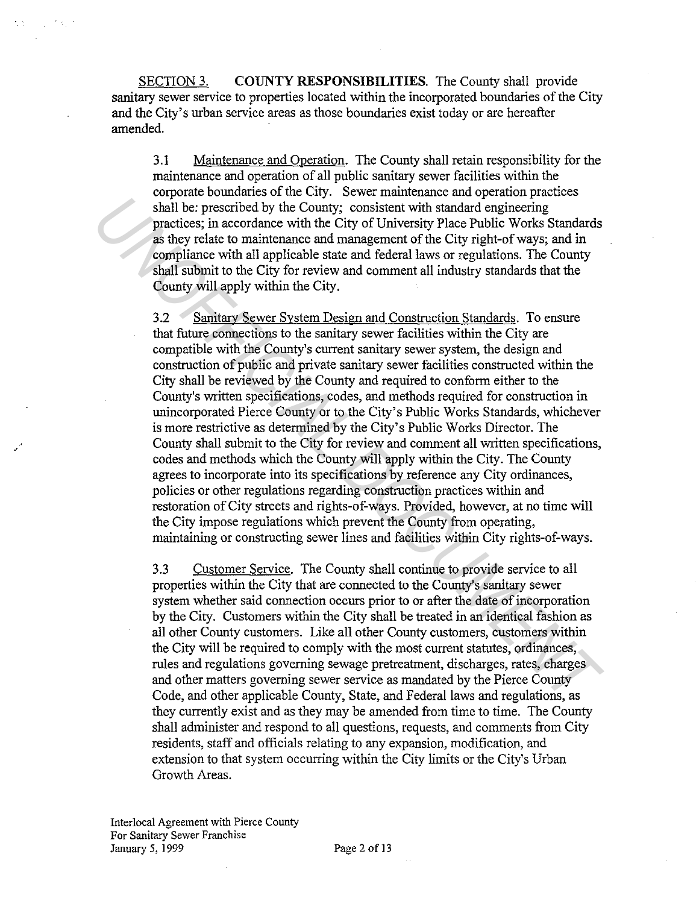SECTION 3. **COUNTY RESPONSIBILITIES**. The County shall provide sanitary sewer service to properties located within the incorporated boundaries of the City and the City's urban service areas as those boundaries exist today or are hereafter amended.

3.1 Maintenance and Operation. The County shall retain responsibility for the maintenance and operation of all public sanitary sewer facilities within the corporate boundaries of the City. Sewer maintenance and operation practices shall be: prescribed by the County; consistent with standard engineering practices; in accordance with the City of University Place Public Works Standards as they relate to maintenance and management of the City right-of ways; and in compliance with all applicable state and federal laws or regulations. The County shall submit to the City for review and comment all industry standards that the County will apply within the City.

3.2 Sanitary Sewer System Design and Construction Standards. To ensure that future connections to the sanitary sewer facilities within the City are compatible with the County's current sanitary sewer system, the design and construction of public and private sanitary sewer facilities constructed within the City shall be reviewed by the County and required to conform either to the County's written specifications, codes, and methods required for construction in unincorporated Pierce County or to the City's Public Works Standards, whichever is more restrictive as determined by the City's Public Works Director. The County shall submit to the City for review and comment all written specifications, codes and methods which the County will apply within the City. The County agrees to incorporate into its specifications by reference any City ordinances, policies or other regulations regarding construction practices within and restoration of City streets and rights-of-ways. Provided, however, at no time will the City impose regulations which prevent the County from operating, maintaining or constructing sewer lines and facilities within City rights-of-ways.

3.3 Customer Service. The County shall continue to provide service to all properties within the City that are connected to the County's sanitary sewer system whether said connection occurs prior to or after the date of incorporation by the City. Customers within the City shall be treated in an identical fashion as all other County customers. Like all other County customers, customers within the City will be required to comply with the most current statutes, ordinances, rules and regulations governing sewage pretreatment, discharges, rates, charges and other matters governing sewer service as mandated by the Pierce County Code, and other applicable County, State, and Federal laws and regulations, as they currently exist and as they may be amended from time to time. The County shall administer and respond to all questions, requests, and comments from City residents, staff and officials relating to any expansion, modification, and extension to that system occurring within the City limits or the City's Urban Growth Areas.

Interlocal Agreement with Pierce County
For Sanitary Sewer Franchise
January 5, 1999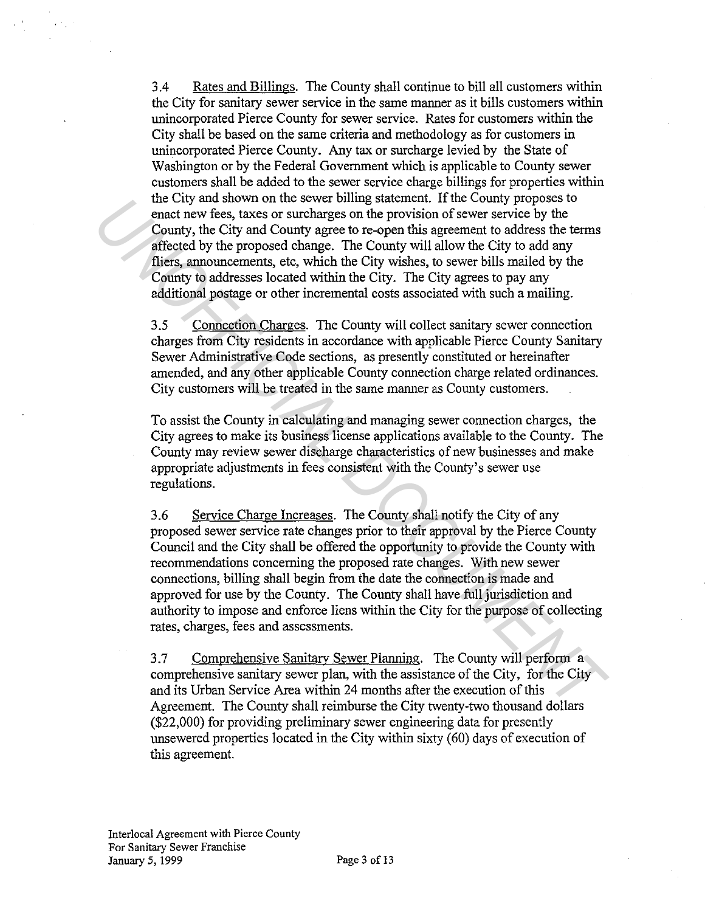3.4 Rates and Billings. The County shall continue to bill all customers within the City for sanitary sewer service in the same manner as it bills customers within unincorporated Pierce County for sewer service. Rates for customers within the City shall be based on the same criteria and methodology as for customers in unincorporated Pierce County. Any tax or surcharge levied by the State of Washington or by the Federal Government which is applicable to County sewer customers shall be added to the sewer service charge billings for properties within the City and shown on the sewer billing statement. If the County proposes to enact new fees, taxes or surcharges on the provision of sewer service by the County, the City and County agree to re-open this agreement to address the terms affected by the proposed change. The County will allow the City to add any fliers, announcements, etc, which the City wishes, to sewer bills mailed by the County to addresses located within the City. The City agrees to pay any additional postage or other incremental costs associated with such a mailing.

3.5 Connection Charges. The County will collect sanitary sewer connection charges from City residents in accordance with applicable Pierce County Sanitary Sewer Administrative Code sections, as presently constituted or hereinafter amended, and any other applicable County connection charge related ordinances. City customers will be treated in the same manner as County customers.

To assist the County in calculating and managing sewer connection charges, the City agrees to make its business license applications available to the County. The County may review sewer discharge characteristics of new businesses and make appropriate adjustments in fees consistent with the County's sewer use regulations.

3.6 Service Charge Increases. The County shall notify the City of any proposed sewer service rate changes prior to their approval by the Pierce County Council and the City shall be offered the opportunity to provide the County with recommendations concerning the proposed rate changes. With new sewer connections, billing shall begin from the date the connection is made and approved for use by the County. The County shall have full jurisdiction and authority to impose and enforce liens within the City for the purpose of collecting rates, charges, fees and assessments.

3.7 Comprehensive Sanitary Sewer Planning. The County will perform a comprehensive sanitary sewer plan, with the assistance of the City, for the City and its Urban Service Area within 24 months after the execution of this Agreement. The County shall reimburse the City twenty-two thousand dollars ($22,000) for providing preliminary sewer engineering data for presently unsewered properties located in the City within sixty (60) days of execution of this agreement.

Interlocal Agreement with Pierce County
For Sanitary Sewer Franchise
January 5, 1999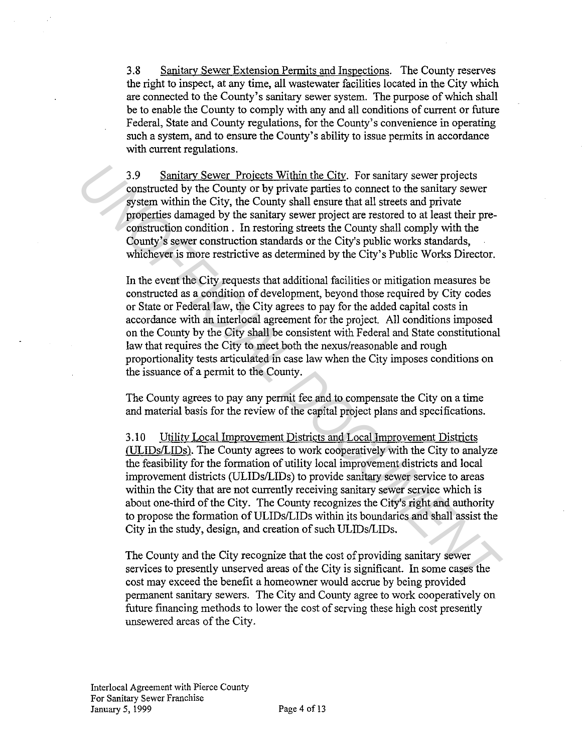3.8 Sanitary Sewer Extension Permits and Inspections. The County reserves the right to inspect, at any time, all wastewater facilities located in the City which are connected to the County's sanitary sewer system. The purpose of which shall be to enable the County to comply with any and all conditions of current or future Federal, State and County regulations, for the County's convenience in operating such a system, and to ensure the County's ability to issue permits in accordance with current regulations.

3.9 Sanitary Sewer Projects Within the City. For sanitary sewer projects constructed by the County or by private parties to connect to the sanitary sewer system within the City, the County shall ensure that all streets and private properties damaged by the sanitary sewer project are restored to at least their pre-construction condition . In restoring streets the County shall comply with the County's sewer construction standards or the City's public works standards, whichever is more restrictive as determined by the City's Public Works Director.

In the event the City requests that additional facilities or mitigation measures be constructed as a condition of development, beyond those required by City codes or State or Federal law, the City agrees to pay for the added capital costs in accordance with an interlocal agreement for the project. All conditions imposed on the County by the City shall be consistent with Federal and State constitutional law that requires the City to meet both the nexus/reasonable and rough proportionality tests articulated in case law when the City imposes conditions on the issuance of a permit to the County.

The County agrees to pay any permit fee and to compensate the City on a time and material basis for the review of the capital project plans and specifications.

3.10 Utility Local Improvement Districts and Local Improvement Districts (ULIDs/LIDs). The County agrees to work cooperatively with the City to analyze the feasibility for the formation of utility local improvement districts and local improvement districts (ULIDs/LIDs) to provide sanitary sewer service to areas within the City that are not currently receiving sanitary sewer service which is about one-third of the City. The County recognizes the City's right and authority to propose the formation of ULIDs/LIDs within its boundaries and shall assist the City in the study, design, and creation of such ULIDs/LIDs.

The County and the City recognize that the cost of providing sanitary sewer services to presently unserved areas of the City is significant. In some cases the cost may exceed the benefit a homeowner would accrue by being provided permanent sanitary sewers. The City and County agree to work cooperatively on future financing methods to lower the cost of serving these high cost presently unsewered areas of the City.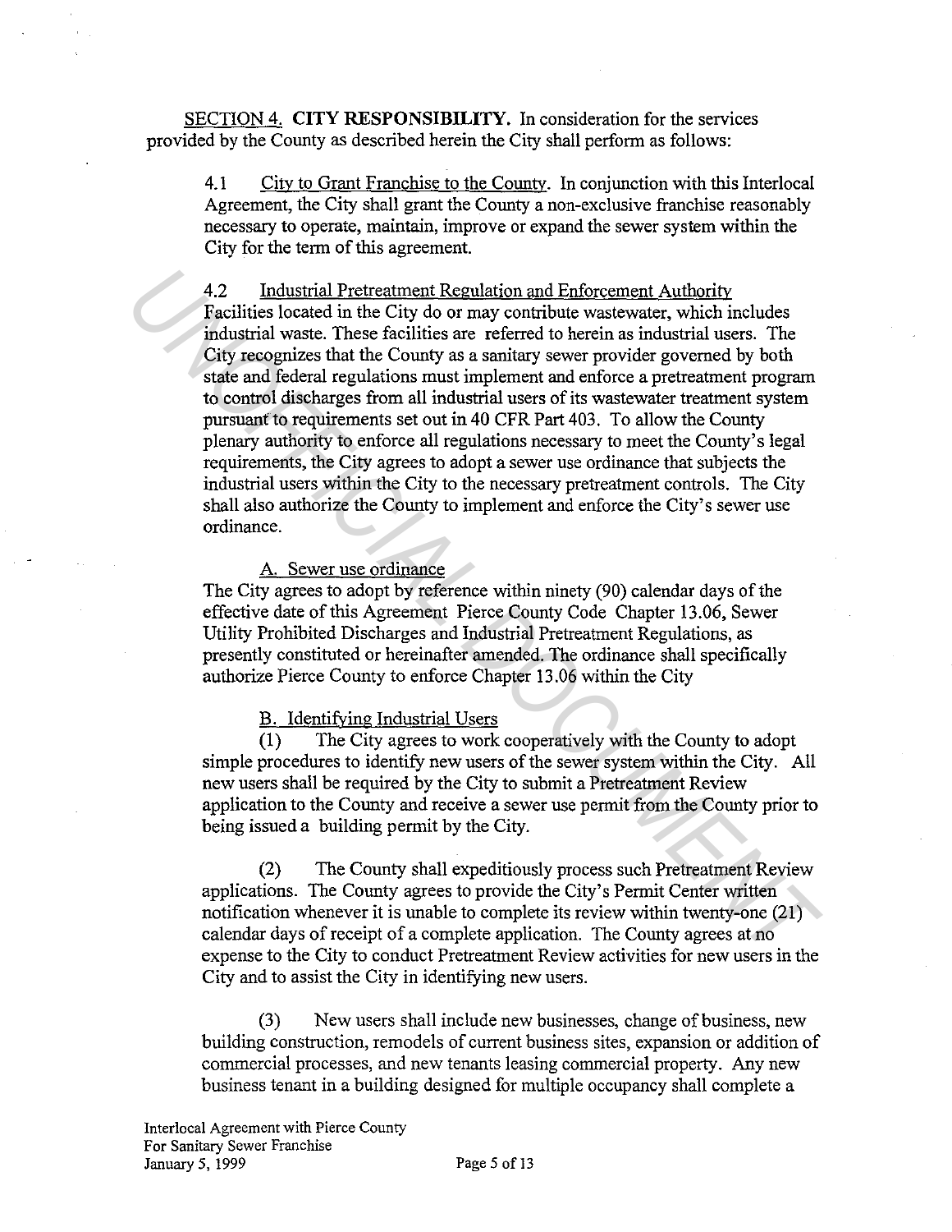SECTION 4. **CITY RESPONSIBILITY.** In consideration for the services provided by the County as described herein the City shall perform as follows:

4.1 City to Grant Franchise to the County. In conjunction with this Interlocal Agreement, the City shall grant the County a non-exclusive franchise reasonably necessary to operate, maintain, improve or expand the sewer system within the City for the term of this agreement.

4.2 Industrial Pretreatment Regulation and Enforcement Authority
Facilities located in the City do or may contribute wastewater, which includes industrial waste. These facilities are referred to herein as industrial users. The City recognizes that the County as a sanitary sewer provider governed by both state and federal regulations must implement and enforce a pretreatment program to control discharges from all industrial users of its wastewater treatment system pursuant to requirements set out in 40 CFR Part 403. To allow the County plenary authority to enforce all regulations necessary to meet the County's legal requirements, the City agrees to adopt a sewer use ordinance that subjects the industrial users within the City to the necessary pretreatment controls. The City shall also authorize the County to implement and enforce the City's sewer use ordinance.

A. Sewer use ordinance
The City agrees to adopt by reference within ninety (90) calendar days of the effective date of this Agreement Pierce County Code Chapter 13.06, Sewer Utility Prohibited Discharges and Industrial Pretreatment Regulations, as presently constituted or hereinafter amended. The ordinance shall specifically authorize Pierce County to enforce Chapter 13.06 within the City

B. Identifying Industrial Users
(1) The City agrees to work cooperatively with the County to adopt simple procedures to identify new users of the sewer system within the City. All new users shall be required by the City to submit a Pretreatment Review application to the County and receive a sewer use permit from the County prior to being issued a building permit by the City.

(2) The County shall expeditiously process such Pretreatment Review applications. The County agrees to provide the City's Permit Center written notification whenever it is unable to complete its review within twenty-one (21) calendar days of receipt of a complete application. The County agrees at no expense to the City to conduct Pretreatment Review activities for new users in the City and to assist the City in identifying new users.

(3) New users shall include new businesses, change of business, new building construction, remodels of current business sites, expansion or addition of commercial processes, and new tenants leasing commercial property. Any new business tenant in a building designed for multiple occupancy shall complete a

Interlocal Agreement with Pierce County
For Sanitary Sewer Franchise
January 5, 1999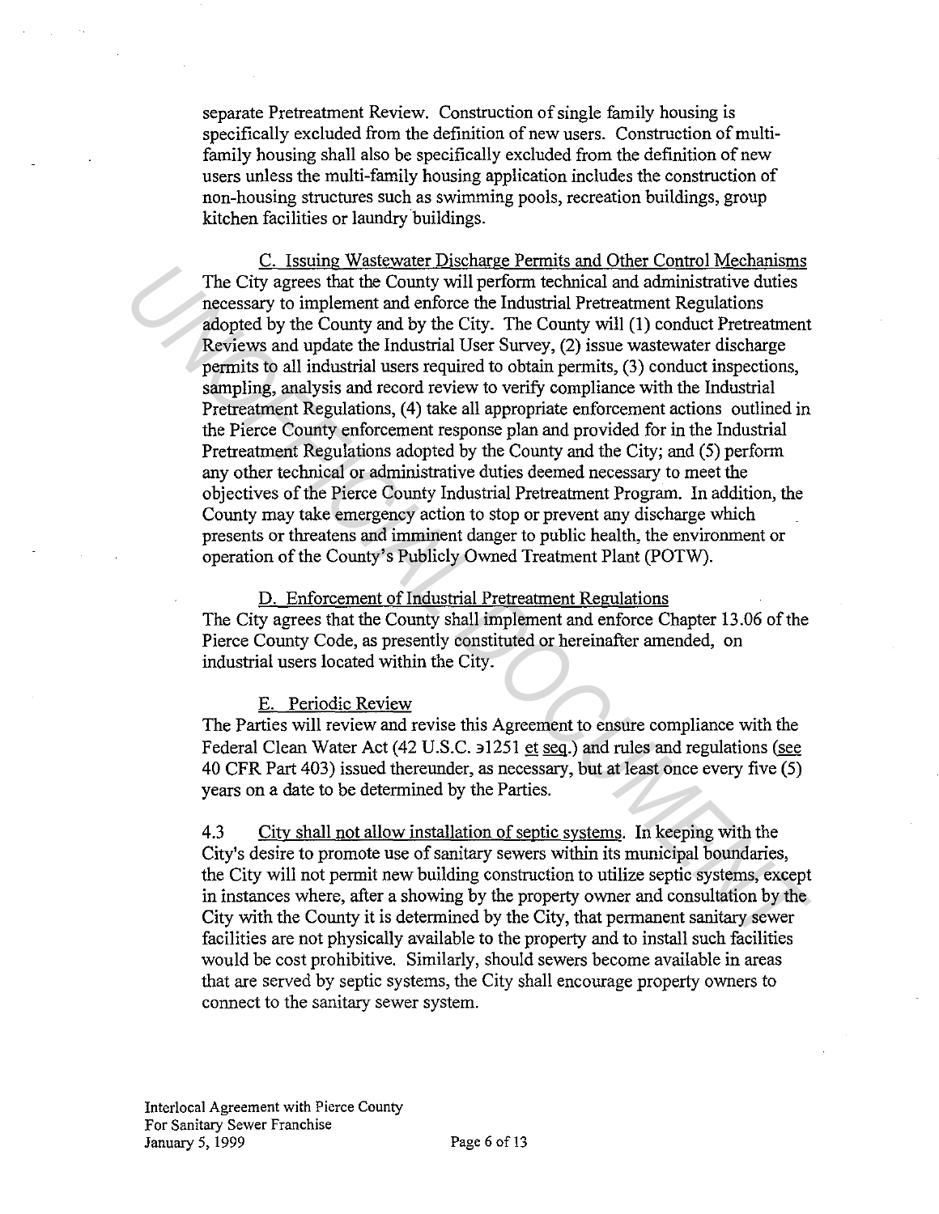separate Pretreatment Review. Construction of single family housing is specifically excluded from the definition of new users. Construction of multi-family housing shall also be specifically excluded from the definition of new users unless the multi-family housing application includes the construction of non-housing structures such as swimming pools, recreation buildings, group kitchen facilities or laundry buildings.

C. Issuing Wastewater Discharge Permits and Other Control Mechanisms
The City agrees that the County will perform technical and administrative duties necessary to implement and enforce the Industrial Pretreatment Regulations adopted by the County and by the City. The County will (1) conduct Pretreatment Reviews and update the Industrial User Survey, (2) issue wastewater discharge permits to all industrial users required to obtain permits, (3) conduct inspections, sampling, analysis and record review to verify compliance with the Industrial Pretreatment Regulations, (4) take all appropriate enforcement actions outlined in the Pierce County enforcement response plan and provided for in the Industrial Pretreatment Regulations adopted by the County and the City; and (5) perform any other technical or administrative duties deemed necessary to meet the objectives of the Pierce County Industrial Pretreatment Program. In addition, the County may take emergency action to stop or prevent any discharge which presents or threatens and imminent danger to public health, the environment or operation of the County's Publicly Owned Treatment Plant (POTW).

D. Enforcement of Industrial Pretreatment Regulations
The City agrees that the County shall implement and enforce Chapter 13.06 of the Pierce County Code, as presently constituted or hereinafter amended, on industrial users located within the City.

E. Periodic Review
The Parties will review and revise this Agreement to ensure compliance with the Federal Clean Water Act (42 U.S.C. ∍1251 et seq.) and rules and regulations (see 40 CFR Part 403) issued thereunder, as necessary, but at least once every five (5) years on a date to be determined by the Parties.

4.3 City shall not allow installation of septic systems. In keeping with the City's desire to promote use of sanitary sewers within its municipal boundaries, the City will not permit new building construction to utilize septic systems, except in instances where, after a showing by the property owner and consultation by the City with the County it is determined by the City, that permanent sanitary sewer facilities are not physically available to the property and to install such facilities would be cost prohibitive. Similarly, should sewers become available in areas that are served by septic systems, the City shall encourage property owners to connect to the sanitary sewer system.

Interlocal Agreement with Pierce County
For Sanitary Sewer Franchise
January 5, 1999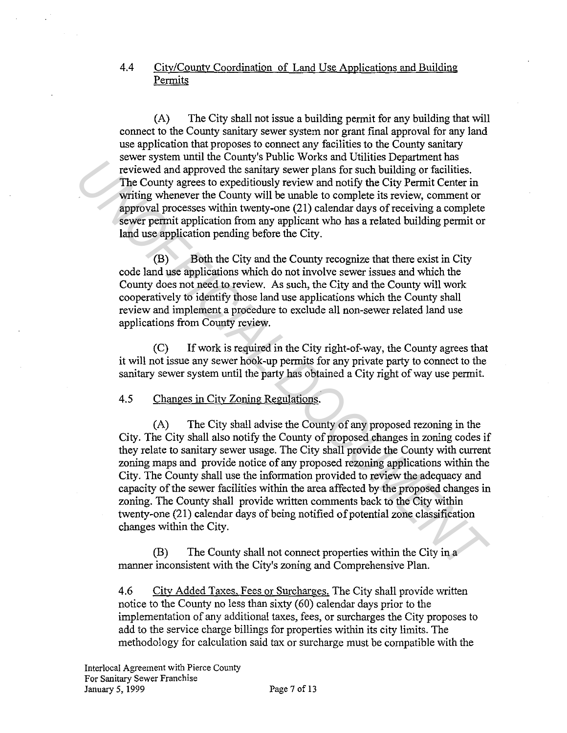4.4 City/County Coordination of Land Use Applications and Building Permits

(A) The City shall not issue a building permit for any building that will connect to the County sanitary sewer system nor grant final approval for any land use application that proposes to connect any facilities to the County sanitary sewer system until the County's Public Works and Utilities Department has reviewed and approved the sanitary sewer plans for such building or facilities. The County agrees to expeditiously review and notify the City Permit Center in writing whenever the County will be unable to complete its review, comment or approval processes within twenty-one (21) calendar days of receiving a complete sewer permit application from any applicant who has a related building permit or land use application pending before the City.

(B) Both the City and the County recognize that there exist in City code land use applications which do not involve sewer issues and which the County does not need to review. As such, the City and the County will work cooperatively to identify those land use applications which the County shall review and implement a procedure to exclude all non-sewer related land use applications from County review.

(C) If work is required in the City right-of-way, the County agrees that it will not issue any sewer hook-up permits for any private party to connect to the sanitary sewer system until the party has obtained a City right of way use permit.

4.5 Changes in City Zoning Regulations.

(A) The City shall advise the County of any proposed rezoning in the City. The City shall also notify the County of proposed changes in zoning codes if they relate to sanitary sewer usage. The City shall provide the County with current zoning maps and provide notice of any proposed rezoning applications within the City. The County shall use the information provided to review the adequacy and capacity of the sewer facilities within the area affected by the proposed changes in zoning. The County shall provide written comments back to the City within twenty-one (21) calendar days of being notified of potential zone classification changes within the City.

(B) The County shall not connect properties within the City in a manner inconsistent with the City's zoning and Comprehensive Plan.

4.6 City Added Taxes, Fees or Surcharges. The City shall provide written notice to the County no less than sixty (60) calendar days prior to the implementation of any additional taxes, fees, or surcharges the City proposes to add to the service charge billings for properties within its city limits. The methodology for calculation said tax or surcharge must be compatible with the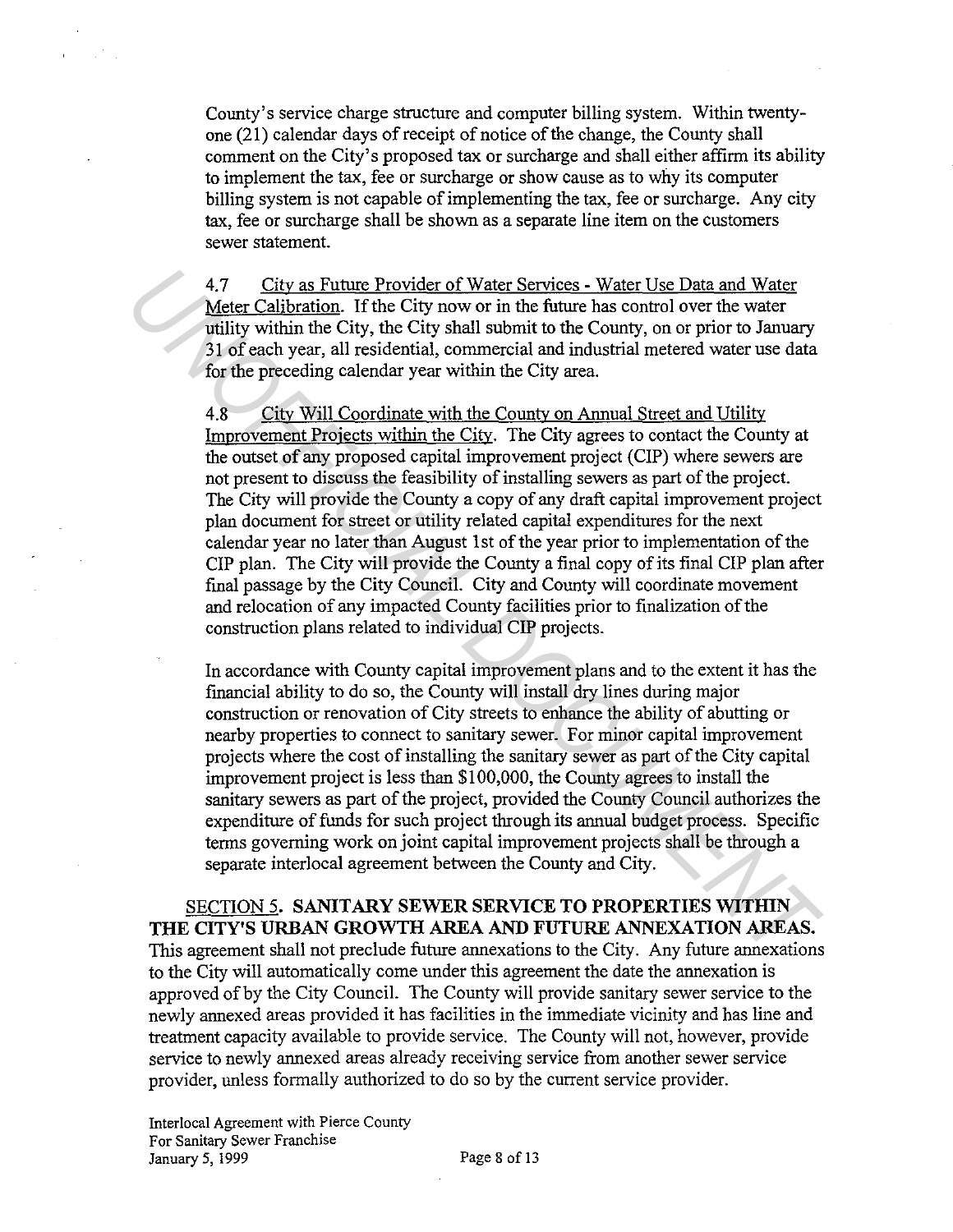County's service charge structure and computer billing system. Within twenty-one (21) calendar days of receipt of notice of the change, the County shall comment on the City's proposed tax or surcharge and shall either affirm its ability to implement the tax, fee or surcharge or show cause as to why its computer billing system is not capable of implementing the tax, fee or surcharge. Any city tax, fee or surcharge shall be shown as a separate line item on the customers sewer statement.

4.7 City as Future Provider of Water Services - Water Use Data and Water Meter Calibration. If the City now or in the future has control over the water utility within the City, the City shall submit to the County, on or prior to January 31 of each year, all residential, commercial and industrial metered water use data for the preceding calendar year within the City area.

4.8 City Will Coordinate with the County on Annual Street and Utility Improvement Projects within the City. The City agrees to contact the County at the outset of any proposed capital improvement project (CIP) where sewers are not present to discuss the feasibility of installing sewers as part of the project. The City will provide the County a copy of any draft capital improvement project plan document for street or utility related capital expenditures for the next calendar year no later than August 1st of the year prior to implementation of the CIP plan. The City will provide the County a final copy of its final CIP plan after final passage by the City Council. City and County will coordinate movement and relocation of any impacted County facilities prior to finalization of the construction plans related to individual CIP projects.

In accordance with County capital improvement plans and to the extent it has the financial ability to do so, the County will install dry lines during major construction or renovation of City streets to enhance the ability of abutting or nearby properties to connect to sanitary sewer. For minor capital improvement projects where the cost of installing the sanitary sewer as part of the City capital improvement project is less than $100,000, the County agrees to install the sanitary sewers as part of the project, provided the County Council authorizes the expenditure of funds for such project through its annual budget process. Specific terms governing work on joint capital improvement projects shall be through a separate interlocal agreement between the County and City.

SECTION 5. **SANITARY SEWER SERVICE TO PROPERTIES WITHIN THE CITY'S URBAN GROWTH AREA AND FUTURE ANNEXATION AREAS.** This agreement shall not preclude future annexations to the City. Any future annexations to the City will automatically come under this agreement the date the annexation is approved of by the City Council. The County will provide sanitary sewer service to the newly annexed areas provided it has facilities in the immediate vicinity and has line and treatment capacity available to provide service. The County will not, however, provide service to newly annexed areas already receiving service from another sewer service provider, unless formally authorized to do so by the current service provider.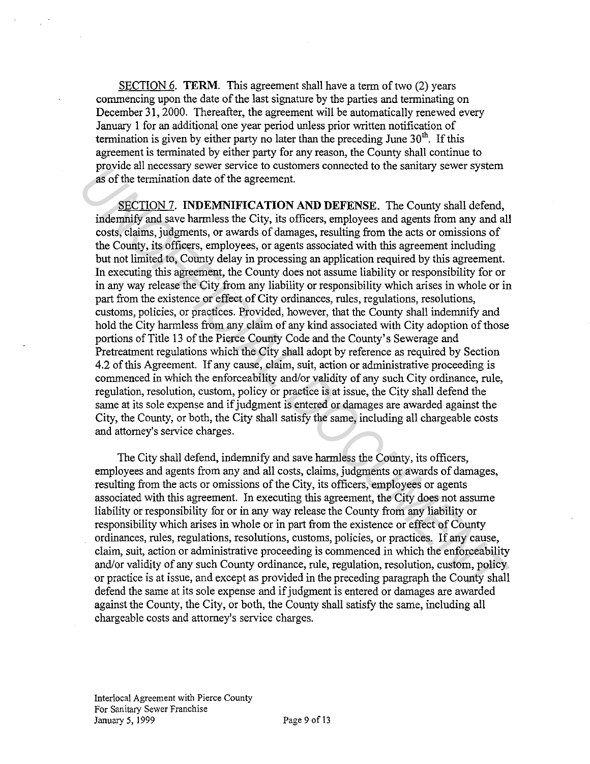SECTION 6. **TERM.** This agreement shall have a term of two (2) years commencing upon the date of the last signature by the parties and terminating on December 31, 2000. Thereafter, the agreement will be automatically renewed every January 1 for an additional one year period unless prior written notification of termination is given by either party no later than the preceding June 30th. If this agreement is terminated by either party for any reason, the County shall continue to provide all necessary sewer service to customers connected to the sanitary sewer system as of the termination date of the agreement.

SECTION 7. **INDEMNIFICATION AND DEFENSE.** The County shall defend, indemnify and save harmless the City, its officers, employees and agents from any and all costs, claims, judgments, or awards of damages, resulting from the acts or omissions of the County, its officers, employees, or agents associated with this agreement including but not limited to, County delay in processing an application required by this agreement. In executing this agreement, the County does not assume liability or responsibility for or in any way release the City from any liability or responsibility which arises in whole or in part from the existence or effect of City ordinances, rules, regulations, resolutions, customs, policies, or practices. Provided, however, that the County shall indemnify and hold the City harmless from any claim of any kind associated with City adoption of those portions of Title 13 of the Pierce County Code and the County's Sewerage and Pretreatment regulations which the City shall adopt by reference as required by Section 4.2 of this Agreement. If any cause, claim, suit, action or administrative proceeding is commenced in which the enforceability and/or validity of any such City ordinance, rule, regulation, resolution, custom, policy or practice is at issue, the City shall defend the same at its sole expense and if judgment is entered or damages are awarded against the City, the County, or both, the City shall satisfy the same, including all chargeable costs and attorney's service charges.

The City shall defend, indemnify and save harmless the County, its officers, employees and agents from any and all costs, claims, judgments or awards of damages, resulting from the acts or omissions of the City, its officers, employees or agents associated with this agreement. In executing this agreement, the City does not assume liability or responsibility for or in any way release the County from any liability or responsibility which arises in whole or in part from the existence or effect of County ordinances, rules, regulations, resolutions, customs, policies, or practices. If any cause, claim, suit, action or administrative proceeding is commenced in which the enforceability and/or validity of any such County ordinance, rule, regulation, resolution, custom, policy or practice is at issue, and except as provided in the preceding paragraph the County shall defend the same at its sole expense and if judgment is entered or damages are awarded against the County, the City, or both, the County shall satisfy the same, including all chargeable costs and attorney's service charges.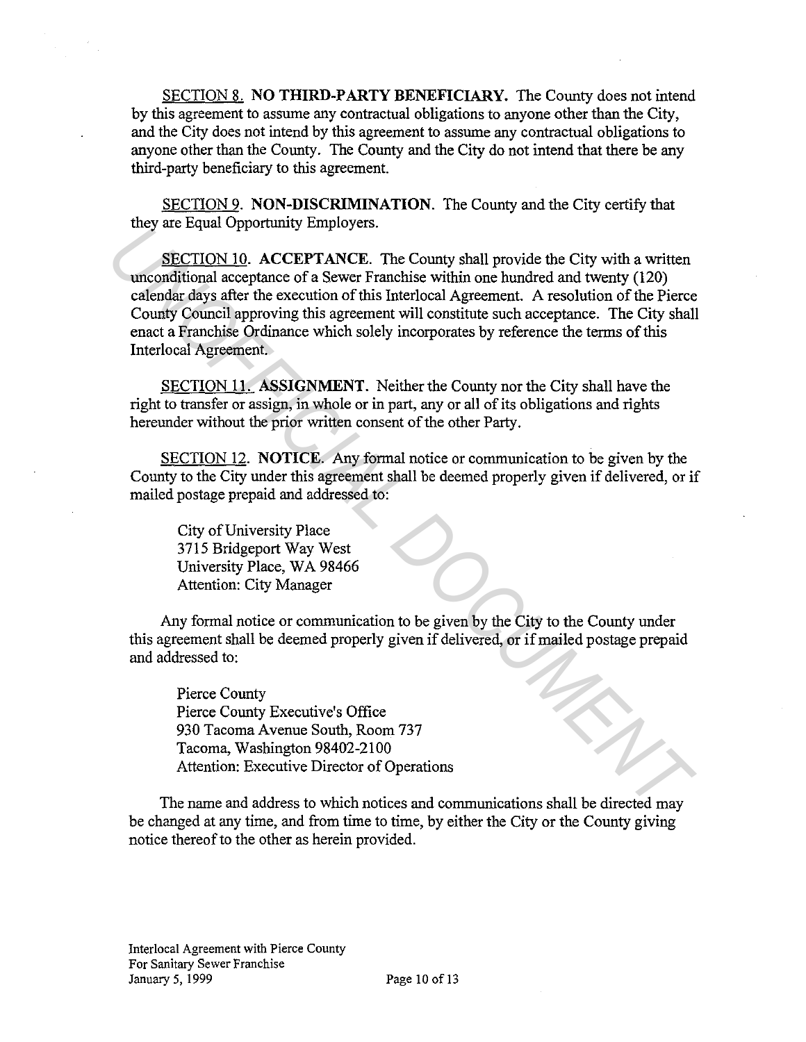SECTION 8. **NO THIRD-PARTY BENEFICIARY.** The County does not intend by this agreement to assume any contractual obligations to anyone other than the City, and the City does not intend by this agreement to assume any contractual obligations to anyone other than the County. The County and the City do not intend that there be any third-party beneficiary to this agreement.

SECTION 9. **NON-DISCRIMINATION**. The County and the City certify that they are Equal Opportunity Employers.

SECTION 10. **ACCEPTANCE**. The County shall provide the City with a written unconditional acceptance of a Sewer Franchise within one hundred and twenty (120) calendar days after the execution of this Interlocal Agreement. A resolution of the Pierce County Council approving this agreement will constitute such acceptance. The City shall enact a Franchise Ordinance which solely incorporates by reference the terms of this Interlocal Agreement.

SECTION 11. **ASSIGNMENT**. Neither the County nor the City shall have the right to transfer or assign, in whole or in part, any or all of its obligations and rights hereunder without the prior written consent of the other Party.

SECTION 12. **NOTICE**. Any formal notice or communication to be given by the County to the City under this agreement shall be deemed properly given if delivered, or if mailed postage prepaid and addressed to:

City of University Place
3715 Bridgeport Way West
University Place, WA 98466
Attention: City Manager

Any formal notice or communication to be given by the City to the County under this agreement shall be deemed properly given if delivered, or if mailed postage prepaid and addressed to:

Pierce County
Pierce County Executive's Office
930 Tacoma Avenue South, Room 737
Tacoma, Washington 98402-2100
Attention: Executive Director of Operations

The name and address to which notices and communications shall be directed may be changed at any time, and from time to time, by either the City or the County giving notice thereof to the other as herein provided.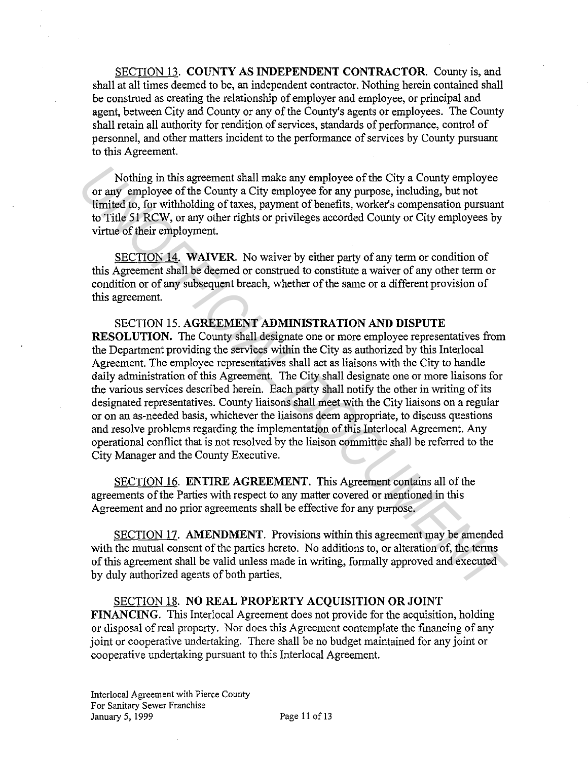SECTION 13. **COUNTY AS INDEPENDENT CONTRACTOR.** County is, and shall at all times deemed to be, an independent contractor. Nothing herein contained shall be construed as creating the relationship of employer and employee, or principal and agent, between City and County or any of the County's agents or employees. The County shall retain all authority for rendition of services, standards of performance, control of personnel, and other matters incident to the performance of services by County pursuant to this Agreement.

Nothing in this agreement shall make any employee of the City a County employee or any employee of the County a City employee for any purpose, including, but not limited to, for withholding of taxes, payment of benefits, worker's compensation pursuant to Title 51 RCW, or any other rights or privileges accorded County or City employees by virtue of their employment.

SECTION 14. **WAIVER.** No waiver by either party of any term or condition of this Agreement shall be deemed or construed to constitute a waiver of any other term or condition or of any subsequent breach, whether of the same or a different provision of this agreement.

SECTION 15. **AGREEMENT ADMINISTRATION AND DISPUTE RESOLUTION.** The County shall designate one or more employee representatives from the Department providing the services within the City as authorized by this Interlocal Agreement. The employee representatives shall act as liaisons with the City to handle daily administration of this Agreement. The City shall designate one or more liaisons for the various services described herein. Each party shall notify the other in writing of its designated representatives. County liaisons shall meet with the City liaisons on a regular or on an as-needed basis, whichever the liaisons deem appropriate, to discuss questions and resolve problems regarding the implementation of this Interlocal Agreement. Any operational conflict that is not resolved by the liaison committee shall be referred to the City Manager and the County Executive.

SECTION 16. **ENTIRE AGREEMENT.** This Agreement contains all of the agreements of the Parties with respect to any matter covered or mentioned in this Agreement and no prior agreements shall be effective for any purpose.

SECTION 17. **AMENDMENT.** Provisions within this agreement may be amended with the mutual consent of the parties hereto. No additions to, or alteration of, the terms of this agreement shall be valid unless made in writing, formally approved and executed by duly authorized agents of both parties.

SECTION 18. **NO REAL PROPERTY ACQUISITION OR JOINT FINANCING.** This Interlocal Agreement does not provide for the acquisition, holding or disposal of real property. Nor does this Agreement contemplate the financing of any joint or cooperative undertaking. There shall be no budget maintained for any joint or cooperative undertaking pursuant to this Interlocal Agreement.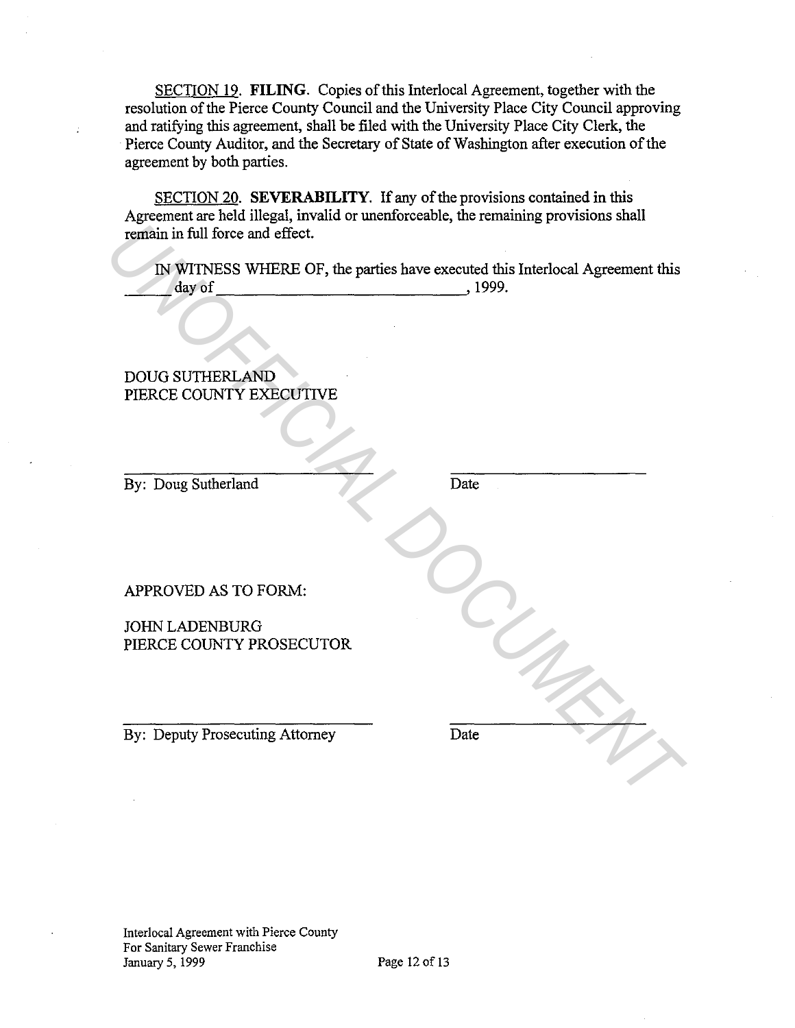<u>SECTION 19</u>. **FILING**. Copies of this Interlocal Agreement, together with the resolution of the Pierce County Council and the University Place City Council approving and ratifying this agreement, shall be filed with the University Place City Clerk, the Pierce County Auditor, and the Secretary of State of Washington after execution of the agreement by both parties.

<u>SECTION 20</u>. **SEVERABILITY**. If any of the provisions contained in this Agreement are held illegal, invalid or unenforceable, the remaining provisions shall remain in full force and effect.

IN WITNESS WHERE OF, the parties have executed this Interlocal Agreement this ______ day of ______________________________, 1999.

DOUG SUTHERLAND
PIERCE COUNTY EXECUTIVE

______________________________ ______________________
By: Doug Sutherland Date

APPROVED AS TO FORM:

JOHN LADENBURG
PIERCE COUNTY PROSECUTOR

______________________________ ______________________
By: Deputy Prosecuting Attorney Date

Interlocal Agreement with Pierce County
For Sanitary Sewer Franchise
January 5, 1999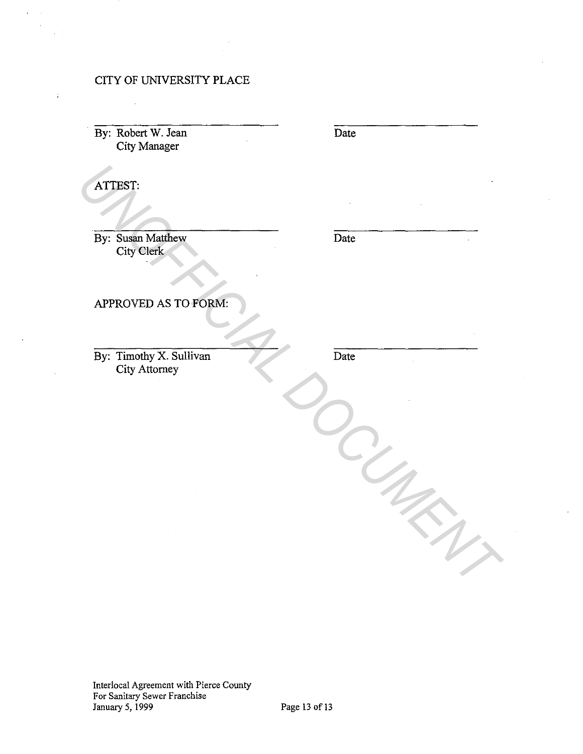CITY OF UNIVERSITY PLACE

By: Robert W. Jean
City Manager

Date

ATTEST:

By: Susan Matthew
City Clerk

Date

APPROVED AS TO FORM:

By: Timothy X. Sullivan
City Attorney

Date

UNOFFICIAL DOCUMENT

Interlocal Agreement with Pierce County
For Sanitary Sewer Franchise
January 5, 1999